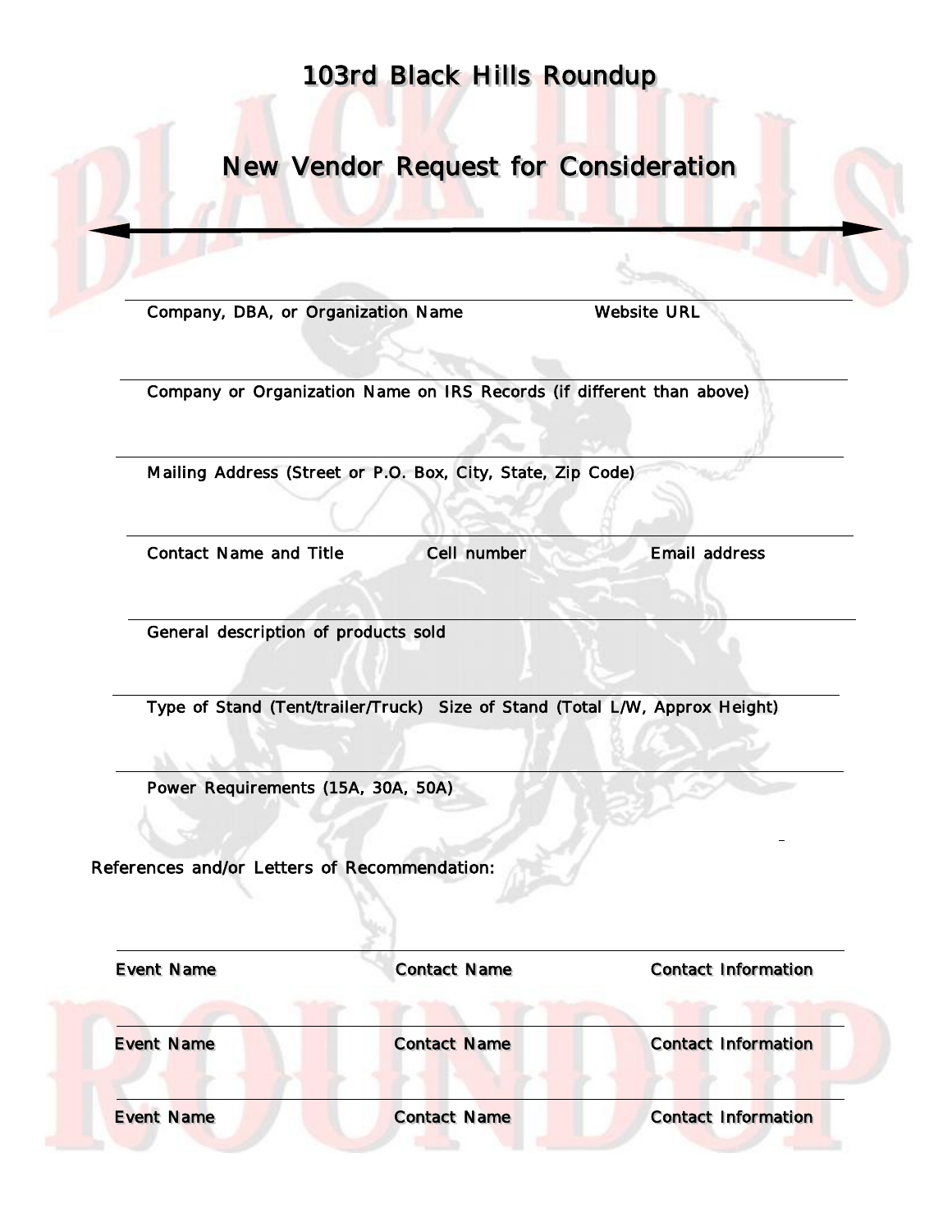# 103rd Black Hills Roundup

## New Vendor Request for Consideration

---

Company, DBA, or Organization Name　　　　　Website URL

---

Company or Organization Name on IRS Records (if different than above)

---

Mailing Address (Street or P.O. Box, City, State, Zip Code)

---

Contact Name and Title　　　　Cell number　　　　Email address

---

General description of products sold

---

Type of Stand (Tent/trailer/Truck)　Size of Stand (Total L/W, Approx Height)

---

Power Requirements (15A, 30A, 50A)

References and/or Letters of Recommendation:

---

Event Name　　　　　Contact Name　　　　　Contact Information

---

Event Name　　　　　Contact Name　　　　　Contact Information

---

Event Name　　　　　Contact Name　　　　　Contact Information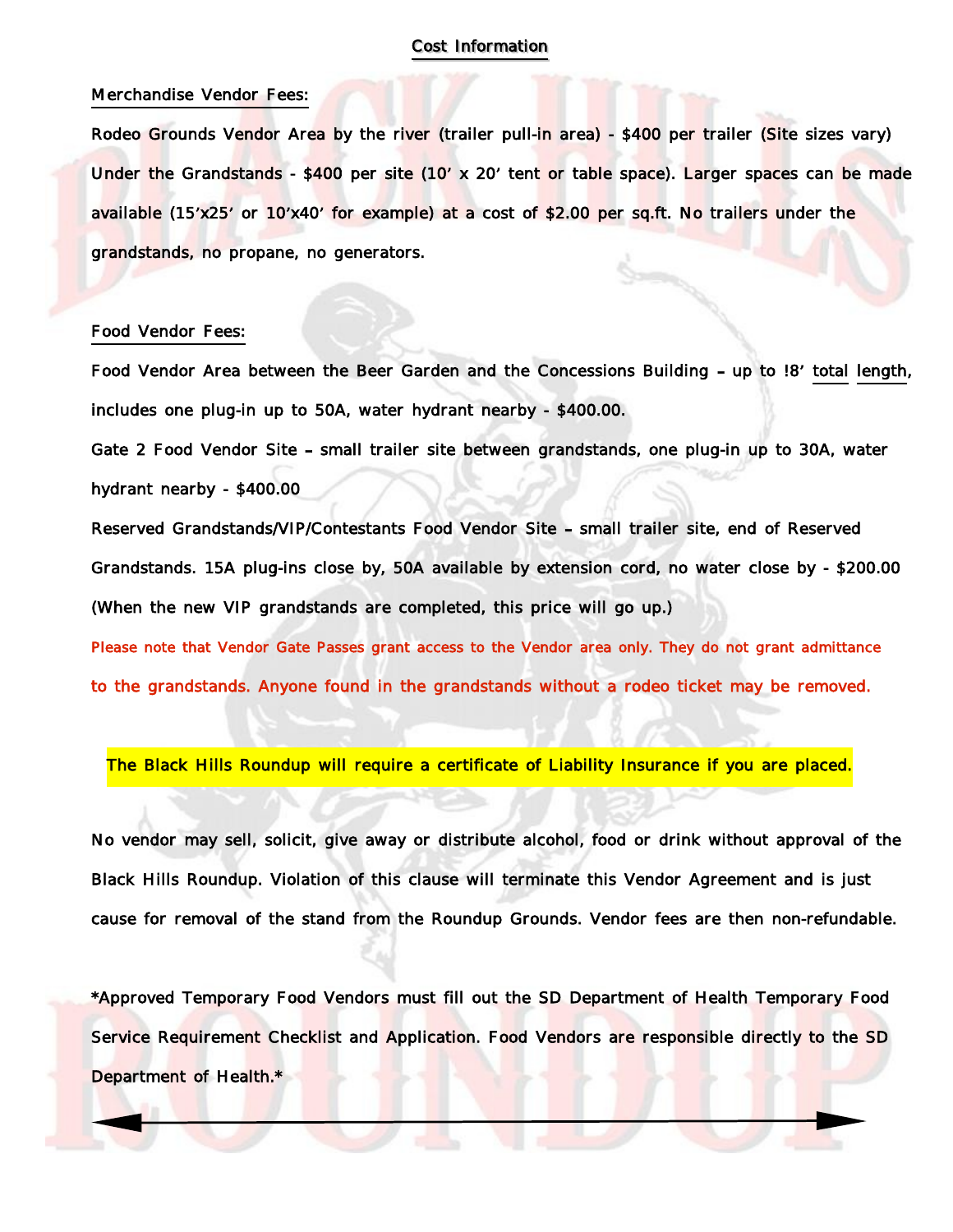## Cost Information

**Merchandise Vendor Fees:**

Rodeo Grounds Vendor Area by the river (trailer pull-in area) - $400 per trailer (Site sizes vary)

Under the Grandstands - $400 per site (10' x 20' tent or table space). Larger spaces can be made available (15'x25' or 10'x40' for example) at a cost of $2.00 per sq.ft. No trailers under the grandstands, no propane, no generators.

**Food Vendor Fees:**

Food Vendor Area between the Beer Garden and the Concessions Building – up to !8' total length, includes one plug-in up to 50A, water hydrant nearby - $400.00.

Gate 2 Food Vendor Site – small trailer site between grandstands, one plug-in up to 30A, water hydrant nearby - $400.00

Reserved Grandstands/VIP/Contestants Food Vendor Site – small trailer site, end of Reserved Grandstands. 15A plug-ins close by, 50A available by extension cord, no water close by - $200.00 (When the new VIP grandstands are completed, this price will go up.)

Please note that Vendor Gate Passes grant access to the Vendor area only. They do not grant admittance to the grandstands. Anyone found in the grandstands without a rodeo ticket may be removed.

The Black Hills Roundup will require a certificate of Liability Insurance if you are placed.

No vendor may sell, solicit, give away or distribute alcohol, food or drink without approval of the Black Hills Roundup. Violation of this clause will terminate this Vendor Agreement and is just cause for removal of the stand from the Roundup Grounds. Vendor fees are then non-refundable.

*Approved Temporary Food Vendors must fill out the SD Department of Health Temporary Food Service Requirement Checklist and Application. Food Vendors are responsible directly to the SD Department of Health.*